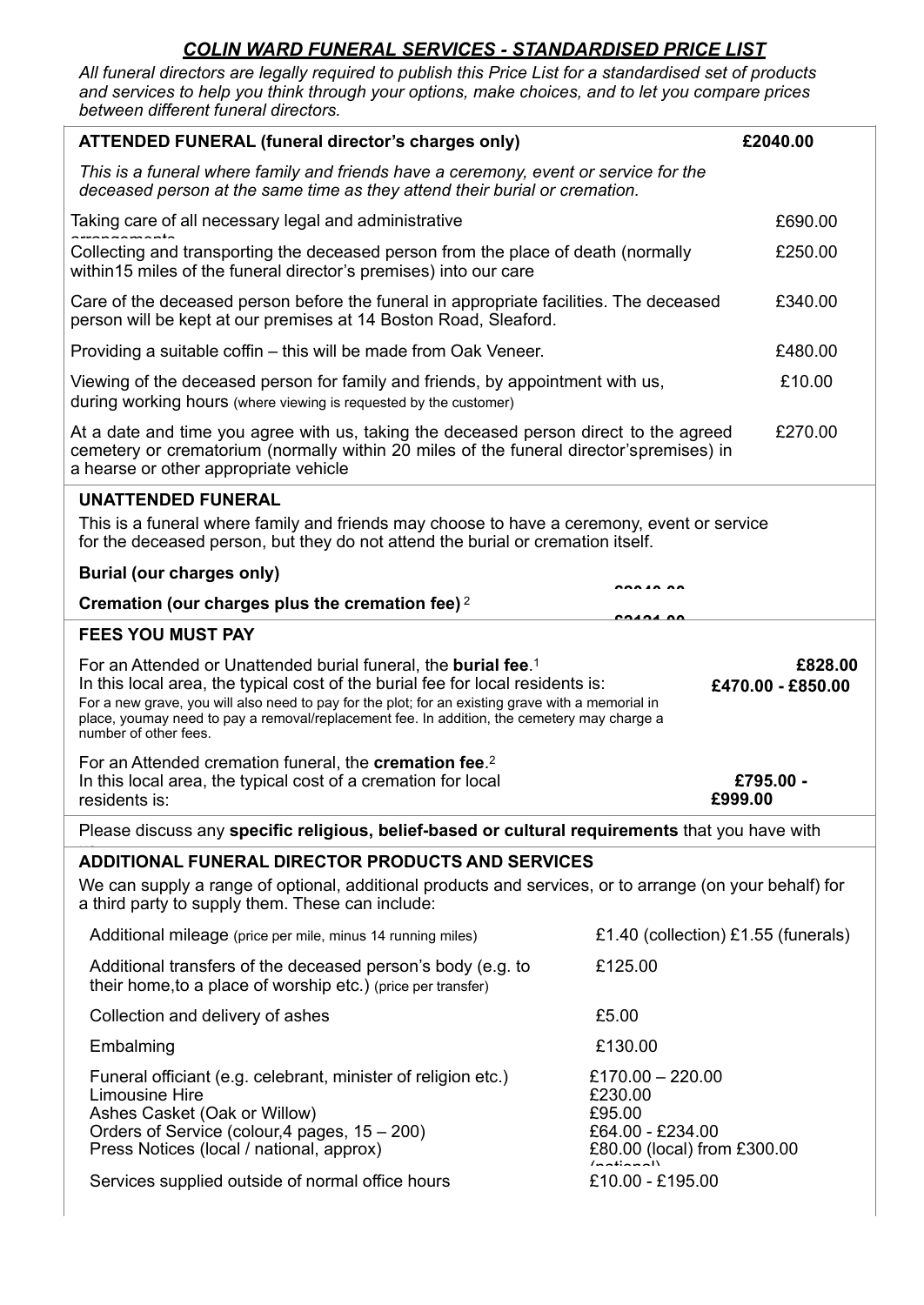## *COLIN WARD FUNERAL SERVICES - STANDARDISED PRICE LIST*

*All funeral directors are legally required to publish this Price List for a standardised set of products and services to help you think through your options, make choices, and to let you compare prices between different funeral directors.*

| **ATTENDED FUNERAL (funeral director's charges only)** | **£2040.00** |
|---|---|
| *This is a funeral where family and friends have a ceremony, event or service for the deceased person at the same time as they attend their burial or cremation.* | |
| Taking care of all necessary legal and administrative arrangements | £690.00 |
| Collecting and transporting the deceased person from the place of death (normally within15 miles of the funeral director's premises) into our care | £250.00 |
| Care of the deceased person before the funeral in appropriate facilities. The deceased person will be kept at our premises at 14 Boston Road, Sleaford. | £340.00 |
| Providing a suitable coffin – this will be made from Oak Veneer. | £480.00 |
| Viewing of the deceased person for family and friends, by appointment with us, during working hours (where viewing is requested by the customer) | £10.00 |
| At a date and time you agree with us, taking the deceased person direct to the agreed cemetery or crematorium (normally within 20 miles of the funeral director'spremises) in a hearse or other appropriate vehicle | £270.00 |

### UNATTENDED FUNERAL

This is a funeral where family and friends may choose to have a ceremony, event or service for the deceased person, but they do not attend the burial or cremation itself.

| | |
|---|---|
| **Burial (our charges only)** | £2040.00 |
| **Cremation (our charges plus the cremation fee)** [2] | £2121.00 |

### FEES YOU MUST PAY

| | |
|---|---|
| For an Attended or Unattended burial funeral, the **burial fee**.[1] | **£828.00** |
| In this local area, the typical cost of the burial fee for local residents is: | **£470.00 - £850.00** |
| For a new grave, you will also need to pay for the plot; for an existing grave with a memorial in place, youmay need to pay a removal/replacement fee. In addition, the cemetery may charge a number of other fees. | |
| For an Attended cremation funeral, the **cremation fee**.[2] | |
| In this local area, the typical cost of a cremation for local residents is: | **£795.00 - £999.00** |

Please discuss any **specific religious, belief-based or cultural requirements** that you have with us.

### ADDITIONAL FUNERAL DIRECTOR PRODUCTS AND SERVICES

We can supply a range of optional, additional products and services, or to arrange (on your behalf) for a third party to supply them. These can include:

| | |
|---|---|
| Additional mileage (price per mile, minus 14 running miles) | £1.40 (collection) £1.55 (funerals) |
| Additional transfers of the deceased person's body (e.g. to their home,to a place of worship etc.) (price per transfer) | £125.00 |
| Collection and delivery of ashes | £5.00 |
| Embalming | £130.00 |
| Funeral officiant (e.g. celebrant, minister of religion etc.) | £170.00 – 220.00 |
| Limousine Hire | £230.00 |
| Ashes Casket (Oak or Willow) | £95.00 |
| Orders of Service (colour,4 pages, 15 – 200) | £64.00 - £234.00 |
| Press Notices (local / national, approx) | £80.00 (local) from £300.00 (national) |
| Services supplied outside of normal office hours | £10.00 - £195.00 |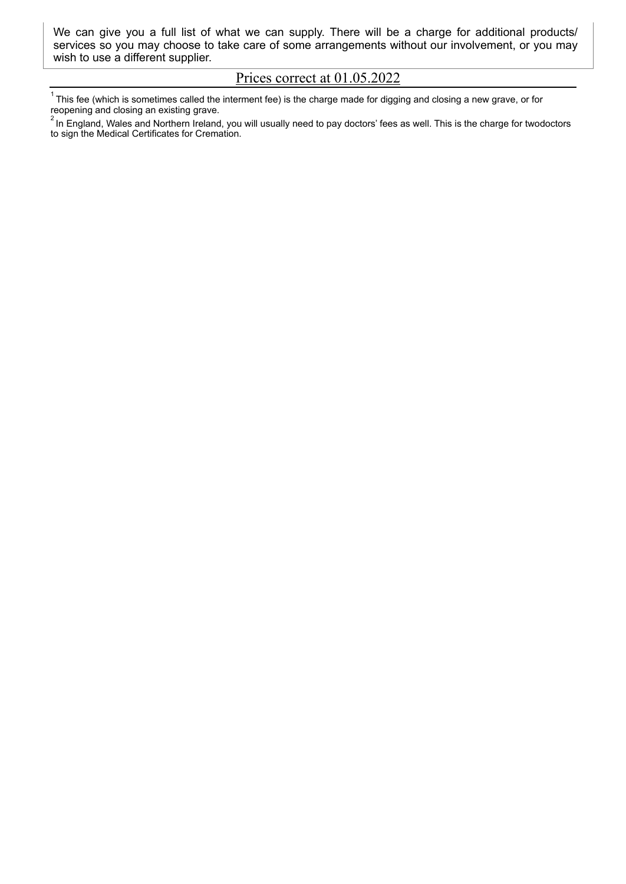We can give you a full list of what we can supply. There will be a charge for additional products/ services so you may choose to take care of some arrangements without our involvement, or you may wish to use a different supplier.

Prices correct at 01.05.2022

[1] This fee (which is sometimes called the interment fee) is the charge made for digging and closing a new grave, or for reopening and closing an existing grave.

[2] In England, Wales and Northern Ireland, you will usually need to pay doctors' fees as well. This is the charge for twodoctors to sign the Medical Certificates for Cremation.